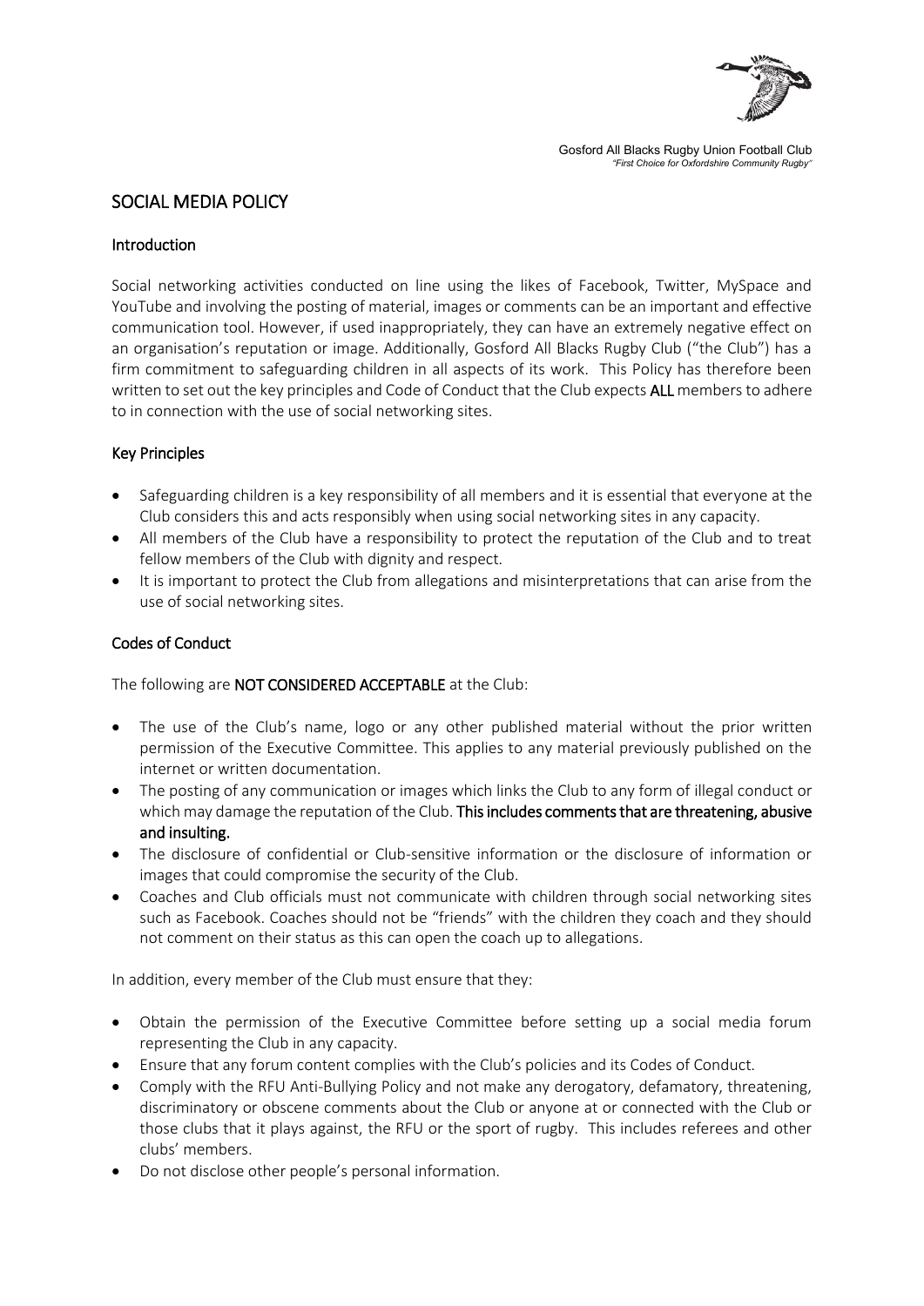Gosford All Blacks Rugby Union Football Club
*"First Choice for Oxfordshire Community Rugby"*

# SOCIAL MEDIA POLICY

## Introduction

Social networking activities conducted on line using the likes of Facebook, Twitter, MySpace and YouTube and involving the posting of material, images or comments can be an important and effective communication tool. However, if used inappropriately, they can have an extremely negative effect on an organisation's reputation or image. Additionally, Gosford All Blacks Rugby Club ("the Club") has a firm commitment to safeguarding children in all aspects of its work. This Policy has therefore been written to set out the key principles and Code of Conduct that the Club expects **ALL** members to adhere to in connection with the use of social networking sites.

## Key Principles

- Safeguarding children is a key responsibility of all members and it is essential that everyone at the Club considers this and acts responsibly when using social networking sites in any capacity.
- All members of the Club have a responsibility to protect the reputation of the Club and to treat fellow members of the Club with dignity and respect.
- It is important to protect the Club from allegations and misinterpretations that can arise from the use of social networking sites.

## Codes of Conduct

The following are **NOT CONSIDERED ACCEPTABLE** at the Club:

- The use of the Club's name, logo or any other published material without the prior written permission of the Executive Committee. This applies to any material previously published on the internet or written documentation.
- The posting of any communication or images which links the Club to any form of illegal conduct or which may damage the reputation of the Club. **This includes comments that are threatening, abusive and insulting.**
- The disclosure of confidential or Club-sensitive information or the disclosure of information or images that could compromise the security of the Club.
- Coaches and Club officials must not communicate with children through social networking sites such as Facebook. Coaches should not be "friends" with the children they coach and they should not comment on their status as this can open the coach up to allegations.

In addition, every member of the Club must ensure that they:

- Obtain the permission of the Executive Committee before setting up a social media forum representing the Club in any capacity.
- Ensure that any forum content complies with the Club's policies and its Codes of Conduct.
- Comply with the RFU Anti-Bullying Policy and not make any derogatory, defamatory, threatening, discriminatory or obscene comments about the Club or anyone at or connected with the Club or those clubs that it plays against, the RFU or the sport of rugby. This includes referees and other clubs' members.
- Do not disclose other people's personal information.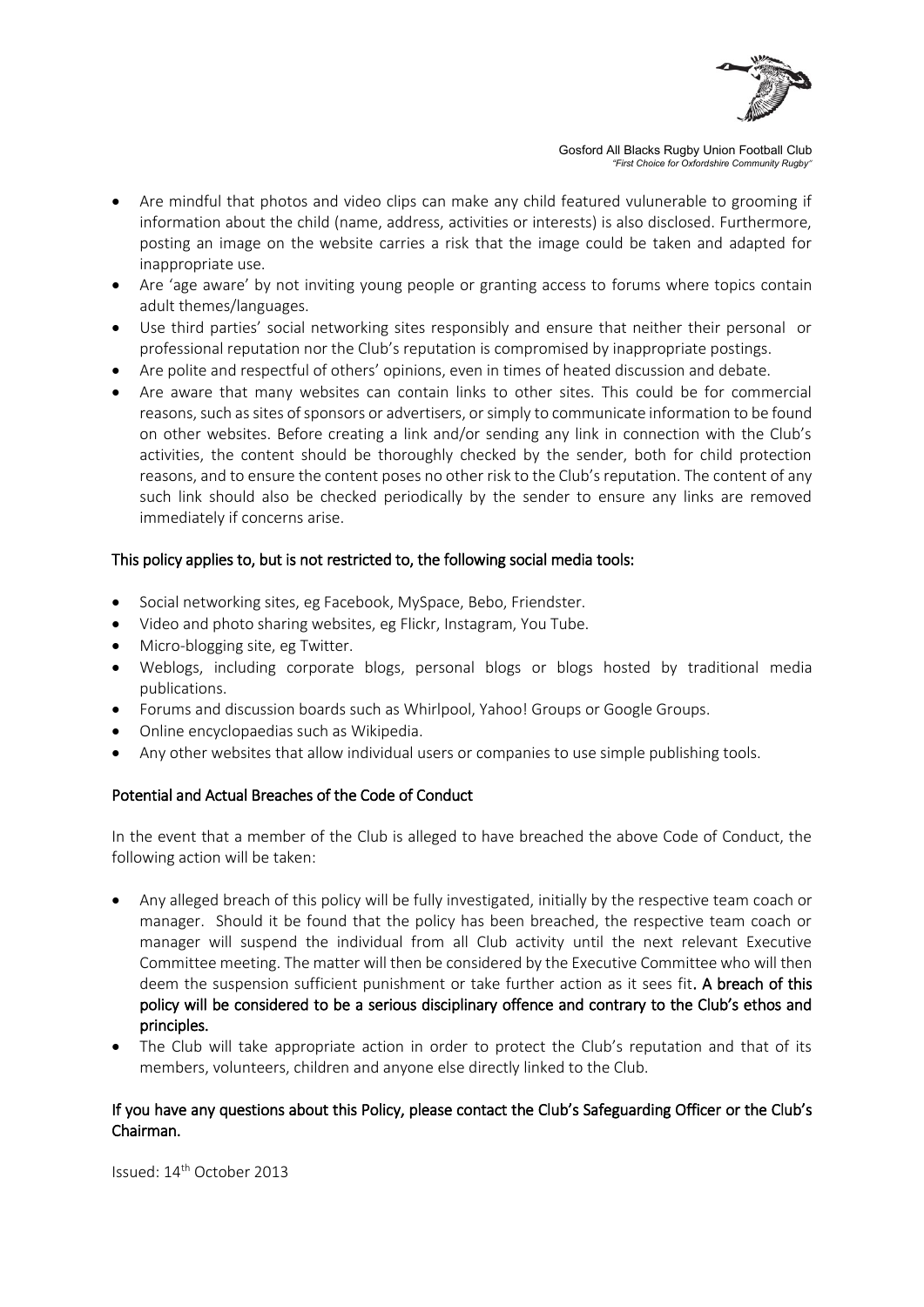- Are mindful that photos and video clips can make any child featured vulnerable to grooming if information about the child (name, address, activities or interests) is also disclosed. Furthermore, posting an image on the website carries a risk that the image could be taken and adapted for inappropriate use.
- Are 'age aware' by not inviting young people or granting access to forums where topics contain adult themes/languages.
- Use third parties' social networking sites responsibly and ensure that neither their personal or professional reputation nor the Club's reputation is compromised by inappropriate postings.
- Are polite and respectful of others' opinions, even in times of heated discussion and debate.
- Are aware that many websites can contain links to other sites. This could be for commercial reasons, such as sites of sponsors or advertisers, or simply to communicate information to be found on other websites. Before creating a link and/or sending any link in connection with the Club's activities, the content should be thoroughly checked by the sender, both for child protection reasons, and to ensure the content poses no other risk to the Club's reputation. The content of any such link should also be checked periodically by the sender to ensure any links are removed immediately if concerns arise.

### This policy applies to, but is not restricted to, the following social media tools:

- Social networking sites, eg Facebook, MySpace, Bebo, Friendster.
- Video and photo sharing websites, eg Flickr, Instagram, You Tube.
- Micro-blogging site, eg Twitter.
- Weblogs, including corporate blogs, personal blogs or blogs hosted by traditional media publications.
- Forums and discussion boards such as Whirlpool, Yahoo! Groups or Google Groups.
- Online encyclopaedias such as Wikipedia.
- Any other websites that allow individual users or companies to use simple publishing tools.

### Potential and Actual Breaches of the Code of Conduct

In the event that a member of the Club is alleged to have breached the above Code of Conduct, the following action will be taken:

- Any alleged breach of this policy will be fully investigated, initially by the respective team coach or manager. Should it be found that the policy has been breached, the respective team coach or manager will suspend the individual from all Club activity until the next relevant Executive Committee meeting. The matter will then be considered by the Executive Committee who will then deem the suspension sufficient punishment or take further action as it sees fit. **A breach of this policy will be considered to be a serious disciplinary offence and contrary to the Club's ethos and principles.**
- The Club will take appropriate action in order to protect the Club's reputation and that of its members, volunteers, children and anyone else directly linked to the Club.

**If you have any questions about this Policy, please contact the Club's Safeguarding Officer or the Club's Chairman.**

Issued: 14th October 2013